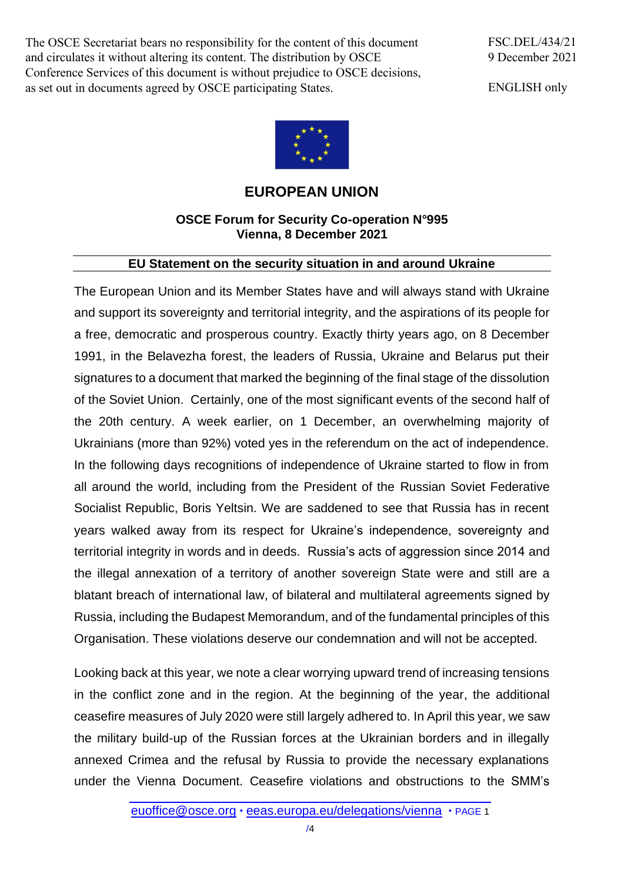The OSCE Secretariat bears no responsibility for the content of this document and circulates it without altering its content. The distribution by OSCE Conference Services of this document is without prejudice to OSCE decisions, as set out in documents agreed by OSCE participating States.

FSC.DEL/434/21
9 December 2021

ENGLISH only

# EUROPEAN UNION

**OSCE Forum for Security Co-operation N°995**
**Vienna, 8 December 2021**

## EU Statement on the security situation in and around Ukraine

The European Union and its Member States have and will always stand with Ukraine and support its sovereignty and territorial integrity, and the aspirations of its people for a free, democratic and prosperous country. Exactly thirty years ago, on 8 December 1991, in the Belavezha forest, the leaders of Russia, Ukraine and Belarus put their signatures to a document that marked the beginning of the final stage of the dissolution of the Soviet Union. Certainly, one of the most significant events of the second half of the 20th century. A week earlier, on 1 December, an overwhelming majority of Ukrainians (more than 92%) voted yes in the referendum on the act of independence. In the following days recognitions of independence of Ukraine started to flow in from all around the world, including from the President of the Russian Soviet Federative Socialist Republic, Boris Yeltsin. We are saddened to see that Russia has in recent years walked away from its respect for Ukraine's independence, sovereignty and territorial integrity in words and in deeds. Russia's acts of aggression since 2014 and the illegal annexation of a territory of another sovereign State were and still are a blatant breach of international law, of bilateral and multilateral agreements signed by Russia, including the Budapest Memorandum, and of the fundamental principles of this Organisation. These violations deserve our condemnation and will not be accepted.

Looking back at this year, we note a clear worrying upward trend of increasing tensions in the conflict zone and in the region. At the beginning of the year, the additional ceasefire measures of July 2020 were still largely adhered to. In April this year, we saw the military build-up of the Russian forces at the Ukrainian borders and in illegally annexed Crimea and the refusal by Russia to provide the necessary explanations under the Vienna Document. Ceasefire violations and obstructions to the SMM's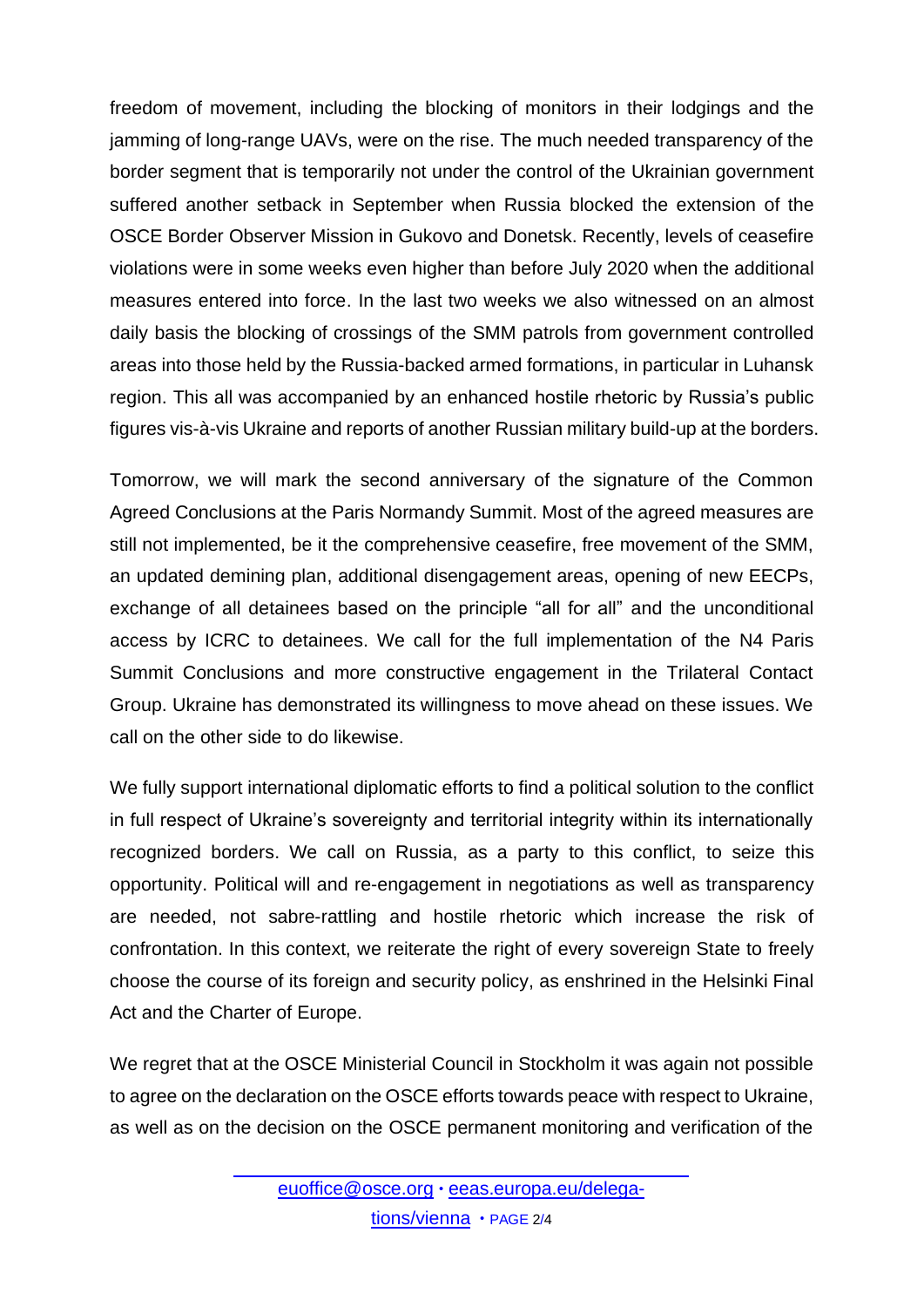freedom of movement, including the blocking of monitors in their lodgings and the jamming of long-range UAVs, were on the rise. The much needed transparency of the border segment that is temporarily not under the control of the Ukrainian government suffered another setback in September when Russia blocked the extension of the OSCE Border Observer Mission in Gukovo and Donetsk. Recently, levels of ceasefire violations were in some weeks even higher than before July 2020 when the additional measures entered into force. In the last two weeks we also witnessed on an almost daily basis the blocking of crossings of the SMM patrols from government controlled areas into those held by the Russia-backed armed formations, in particular in Luhansk region. This all was accompanied by an enhanced hostile rhetoric by Russia's public figures vis-à-vis Ukraine and reports of another Russian military build-up at the borders.

Tomorrow, we will mark the second anniversary of the signature of the Common Agreed Conclusions at the Paris Normandy Summit. Most of the agreed measures are still not implemented, be it the comprehensive ceasefire, free movement of the SMM, an updated demining plan, additional disengagement areas, opening of new EECPs, exchange of all detainees based on the principle "all for all" and the unconditional access by ICRC to detainees. We call for the full implementation of the N4 Paris Summit Conclusions and more constructive engagement in the Trilateral Contact Group. Ukraine has demonstrated its willingness to move ahead on these issues. We call on the other side to do likewise.

We fully support international diplomatic efforts to find a political solution to the conflict in full respect of Ukraine's sovereignty and territorial integrity within its internationally recognized borders. We call on Russia, as a party to this conflict, to seize this opportunity. Political will and re-engagement in negotiations as well as transparency are needed, not sabre-rattling and hostile rhetoric which increase the risk of confrontation. In this context, we reiterate the right of every sovereign State to freely choose the course of its foreign and security policy, as enshrined in the Helsinki Final Act and the Charter of Europe.

We regret that at the OSCE Ministerial Council in Stockholm it was again not possible to agree on the declaration on the OSCE efforts towards peace with respect to Ukraine, as well as on the decision on the OSCE permanent monitoring and verification of the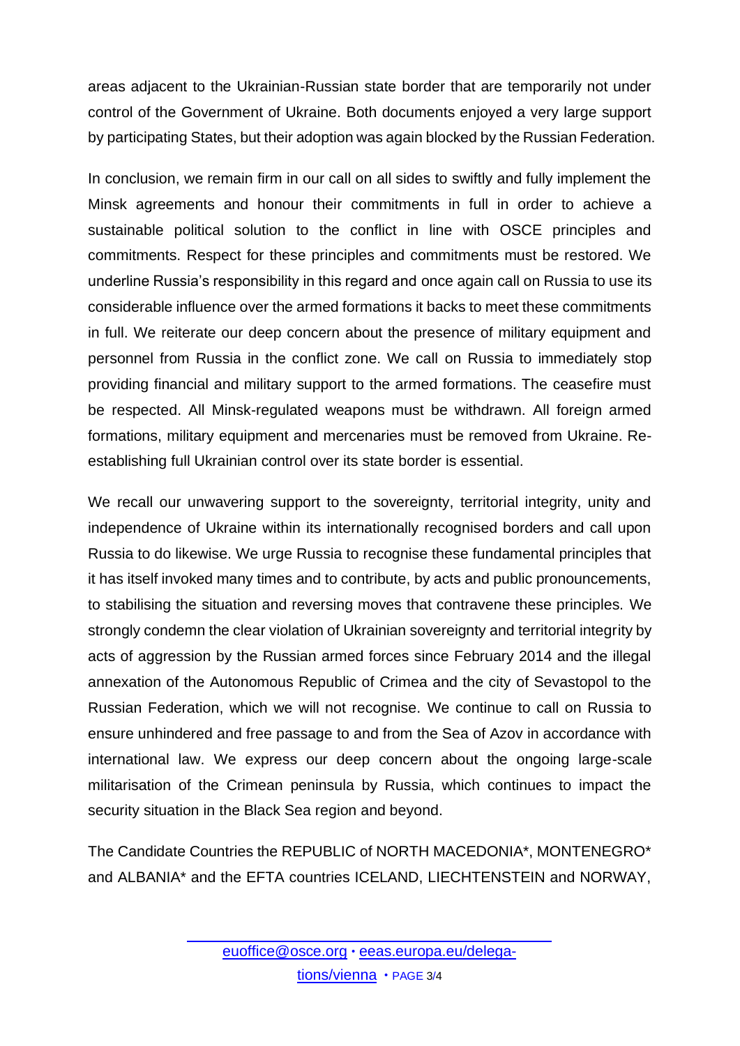areas adjacent to the Ukrainian-Russian state border that are temporarily not under control of the Government of Ukraine. Both documents enjoyed a very large support by participating States, but their adoption was again blocked by the Russian Federation.

In conclusion, we remain firm in our call on all sides to swiftly and fully implement the Minsk agreements and honour their commitments in full in order to achieve a sustainable political solution to the conflict in line with OSCE principles and commitments. Respect for these principles and commitments must be restored. We underline Russia's responsibility in this regard and once again call on Russia to use its considerable influence over the armed formations it backs to meet these commitments in full. We reiterate our deep concern about the presence of military equipment and personnel from Russia in the conflict zone. We call on Russia to immediately stop providing financial and military support to the armed formations. The ceasefire must be respected. All Minsk-regulated weapons must be withdrawn. All foreign armed formations, military equipment and mercenaries must be removed from Ukraine. Re-establishing full Ukrainian control over its state border is essential.

We recall our unwavering support to the sovereignty, territorial integrity, unity and independence of Ukraine within its internationally recognised borders and call upon Russia to do likewise. We urge Russia to recognise these fundamental principles that it has itself invoked many times and to contribute, by acts and public pronouncements, to stabilising the situation and reversing moves that contravene these principles. We strongly condemn the clear violation of Ukrainian sovereignty and territorial integrity by acts of aggression by the Russian armed forces since February 2014 and the illegal annexation of the Autonomous Republic of Crimea and the city of Sevastopol to the Russian Federation, which we will not recognise. We continue to call on Russia to ensure unhindered and free passage to and from the Sea of Azov in accordance with international law. We express our deep concern about the ongoing large-scale militarisation of the Crimean peninsula by Russia, which continues to impact the security situation in the Black Sea region and beyond.

The Candidate Countries the REPUBLIC of NORTH MACEDONIA*, MONTENEGRO* and ALBANIA* and the EFTA countries ICELAND, LIECHTENSTEIN and NORWAY,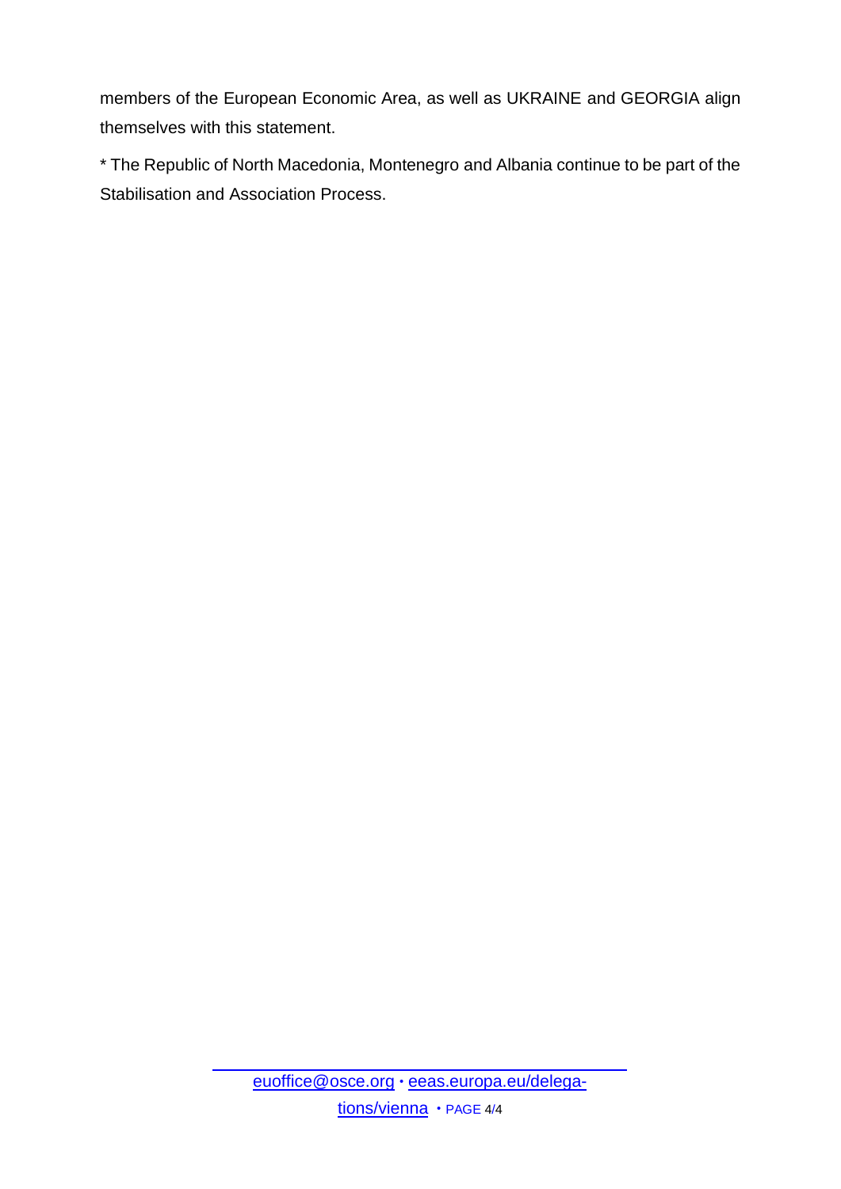members of the European Economic Area, as well as UKRAINE and GEORGIA align themselves with this statement.

* The Republic of North Macedonia, Montenegro and Albania continue to be part of the Stabilisation and Association Process.